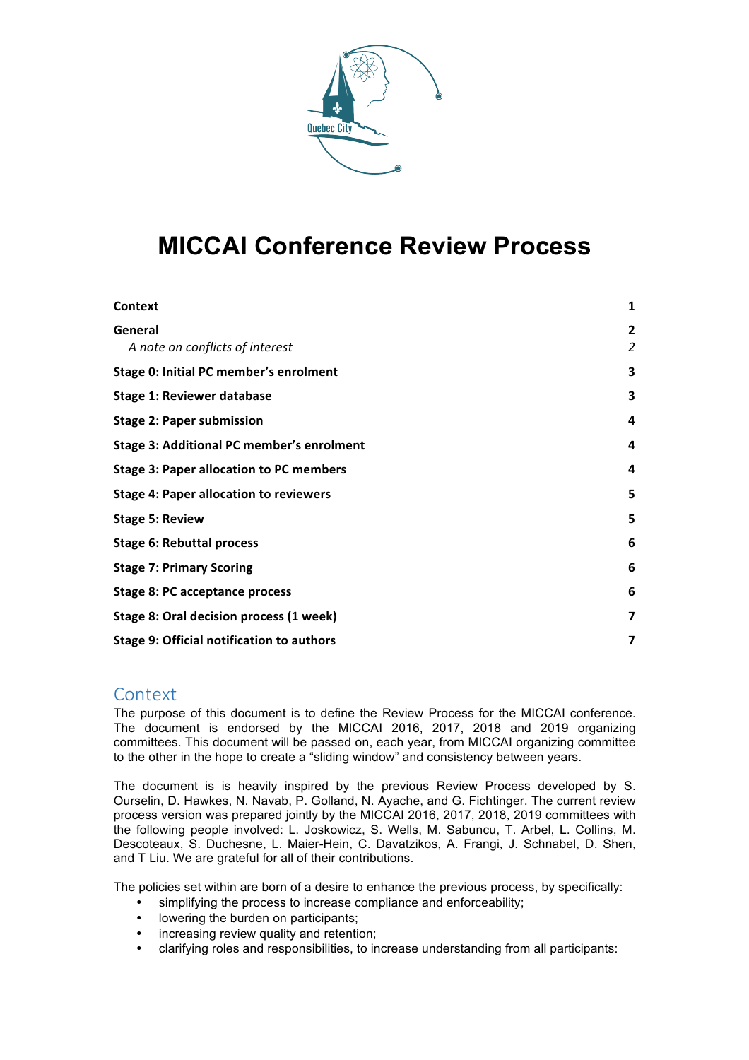# MICCAI Conference Review Process

| | |
|---|---|
| **Context** | **1** |
| **General** | **2** |
| *A note on conflicts of interest* | *2* |
| **Stage 0: Initial PC member's enrolment** | **3** |
| **Stage 1: Reviewer database** | **3** |
| **Stage 2: Paper submission** | **4** |
| **Stage 3: Additional PC member's enrolment** | **4** |
| **Stage 3: Paper allocation to PC members** | **4** |
| **Stage 4: Paper allocation to reviewers** | **5** |
| **Stage 5: Review** | **5** |
| **Stage 6: Rebuttal process** | **6** |
| **Stage 7: Primary Scoring** | **6** |
| **Stage 8: PC acceptance process** | **6** |
| **Stage 8: Oral decision process (1 week)** | **7** |
| **Stage 9: Official notification to authors** | **7** |

## Context

The purpose of this document is to define the Review Process for the MICCAI conference. The document is endorsed by the MICCAI 2016, 2017, 2018 and 2019 organizing committees. This document will be passed on, each year, from MICCAI organizing committee to the other in the hope to create a "sliding window" and consistency between years.

The document is is heavily inspired by the previous Review Process developed by S. Ourselin, D. Hawkes, N. Navab, P. Golland, N. Ayache, and G. Fichtinger. The current review process version was prepared jointly by the MICCAI 2016, 2017, 2018, 2019 committees with the following people involved: L. Joskowicz, S. Wells, M. Sabuncu, T. Arbel, L. Collins, M. Descoteaux, S. Duchesne, L. Maier-Hein, C. Davatzikos, A. Frangi, J. Schnabel, D. Shen, and T Liu. We are grateful for all of their contributions.

The policies set within are born of a desire to enhance the previous process, by specifically:

- simplifying the process to increase compliance and enforceability;
- lowering the burden on participants;
- increasing review quality and retention;
- clarifying roles and responsibilities, to increase understanding from all participants: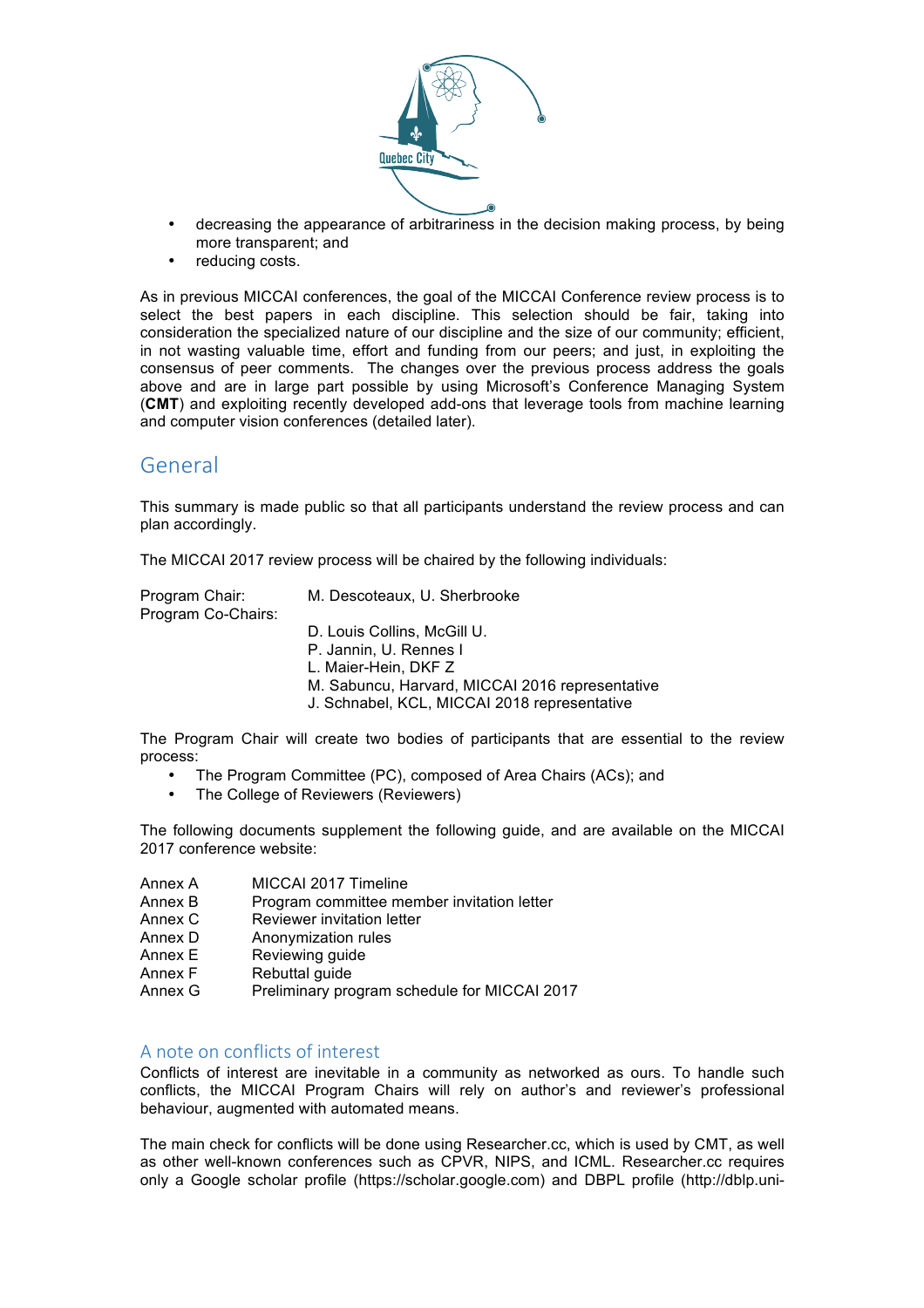- decreasing the appearance of arbitrariness in the decision making process, by being more transparent; and
- reducing costs.

As in previous MICCAI conferences, the goal of the MICCAI Conference review process is to select the best papers in each discipline. This selection should be fair, taking into consideration the specialized nature of our discipline and the size of our community; efficient, in not wasting valuable time, effort and funding from our peers; and just, in exploiting the consensus of peer comments. The changes over the previous process address the goals above and are in large part possible by using Microsoft's Conference Managing System (**CMT**) and exploiting recently developed add-ons that leverage tools from machine learning and computer vision conferences (detailed later).

## General

This summary is made public so that all participants understand the review process and can plan accordingly.

The MICCAI 2017 review process will be chaired by the following individuals:

Program Chair: M. Descoteaux, U. Sherbrooke
Program Co-Chairs:
D. Louis Collins, McGill U.
P. Jannin, U. Rennes I
L. Maier-Hein, DKF Z
M. Sabuncu, Harvard, MICCAI 2016 representative
J. Schnabel, KCL, MICCAI 2018 representative

The Program Chair will create two bodies of participants that are essential to the review process:

- The Program Committee (PC), composed of Area Chairs (ACs); and
- The College of Reviewers (Reviewers)

The following documents supplement the following guide, and are available on the MICCAI 2017 conference website:

| | |
|---|---|
| Annex A | MICCAI 2017 Timeline |
| Annex B | Program committee member invitation letter |
| Annex C | Reviewer invitation letter |
| Annex D | Anonymization rules |
| Annex E | Reviewing guide |
| Annex F | Rebuttal guide |
| Annex G | Preliminary program schedule for MICCAI 2017 |

### A note on conflicts of interest

Conflicts of interest are inevitable in a community as networked as ours. To handle such conflicts, the MICCAI Program Chairs will rely on author's and reviewer's professional behaviour, augmented with automated means.

The main check for conflicts will be done using Researcher.cc, which is used by CMT, as well as other well-known conferences such as CPVR, NIPS, and ICML. Researcher.cc requires only a Google scholar profile (https://scholar.google.com) and DBPL profile (http://dblp.uni-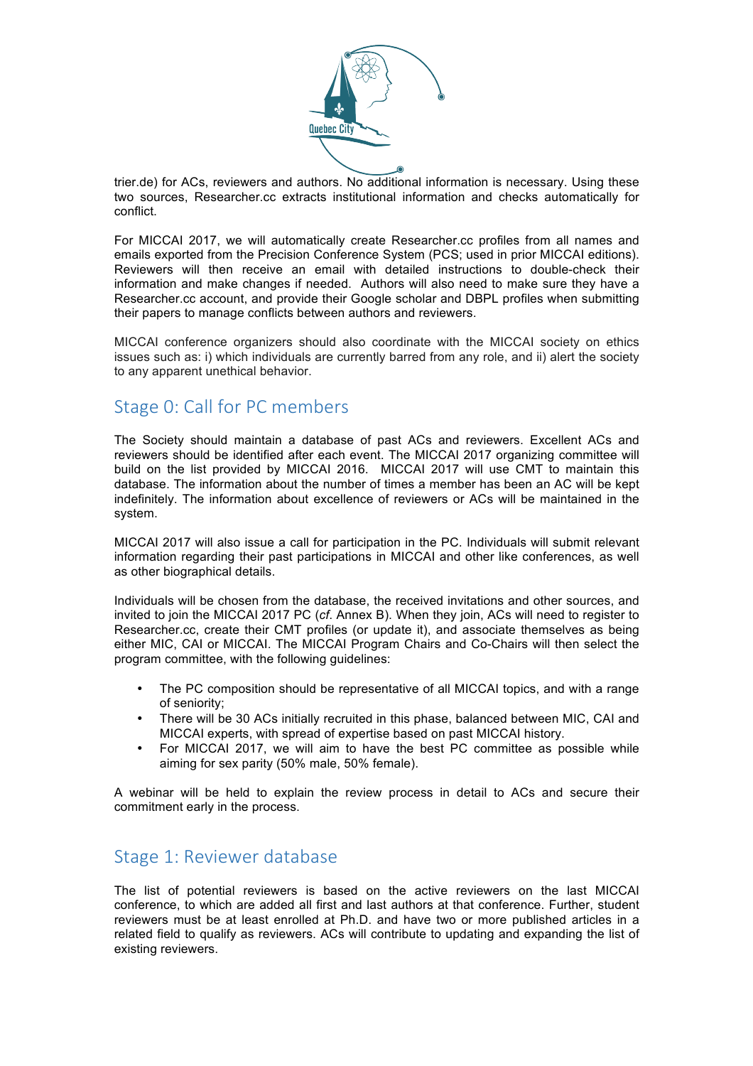trier.de) for ACs, reviewers and authors. No additional information is necessary. Using these two sources, Researcher.cc extracts institutional information and checks automatically for conflict.

For MICCAI 2017, we will automatically create Researcher.cc profiles from all names and emails exported from the Precision Conference System (PCS; used in prior MICCAI editions). Reviewers will then receive an email with detailed instructions to double-check their information and make changes if needed. Authors will also need to make sure they have a Researcher.cc account, and provide their Google scholar and DBPL profiles when submitting their papers to manage conflicts between authors and reviewers.

MICCAI conference organizers should also coordinate with the MICCAI society on ethics issues such as: i) which individuals are currently barred from any role, and ii) alert the society to any apparent unethical behavior.

## Stage 0: Call for PC members

The Society should maintain a database of past ACs and reviewers. Excellent ACs and reviewers should be identified after each event. The MICCAI 2017 organizing committee will build on the list provided by MICCAI 2016. MICCAI 2017 will use CMT to maintain this database. The information about the number of times a member has been an AC will be kept indefinitely. The information about excellence of reviewers or ACs will be maintained in the system.

MICCAI 2017 will also issue a call for participation in the PC. Individuals will submit relevant information regarding their past participations in MICCAI and other like conferences, as well as other biographical details.

Individuals will be chosen from the database, the received invitations and other sources, and invited to join the MICCAI 2017 PC (*cf.* Annex B). When they join, ACs will need to register to Researcher.cc, create their CMT profiles (or update it), and associate themselves as being either MIC, CAI or MICCAI. The MICCAI Program Chairs and Co-Chairs will then select the program committee, with the following guidelines:

- The PC composition should be representative of all MICCAI topics, and with a range of seniority;
- There will be 30 ACs initially recruited in this phase, balanced between MIC, CAI and MICCAI experts, with spread of expertise based on past MICCAI history.
- For MICCAI 2017, we will aim to have the best PC committee as possible while aiming for sex parity (50% male, 50% female).

A webinar will be held to explain the review process in detail to ACs and secure their commitment early in the process.

## Stage 1: Reviewer database

The list of potential reviewers is based on the active reviewers on the last MICCAI conference, to which are added all first and last authors at that conference. Further, student reviewers must be at least enrolled at Ph.D. and have two or more published articles in a related field to qualify as reviewers. ACs will contribute to updating and expanding the list of existing reviewers.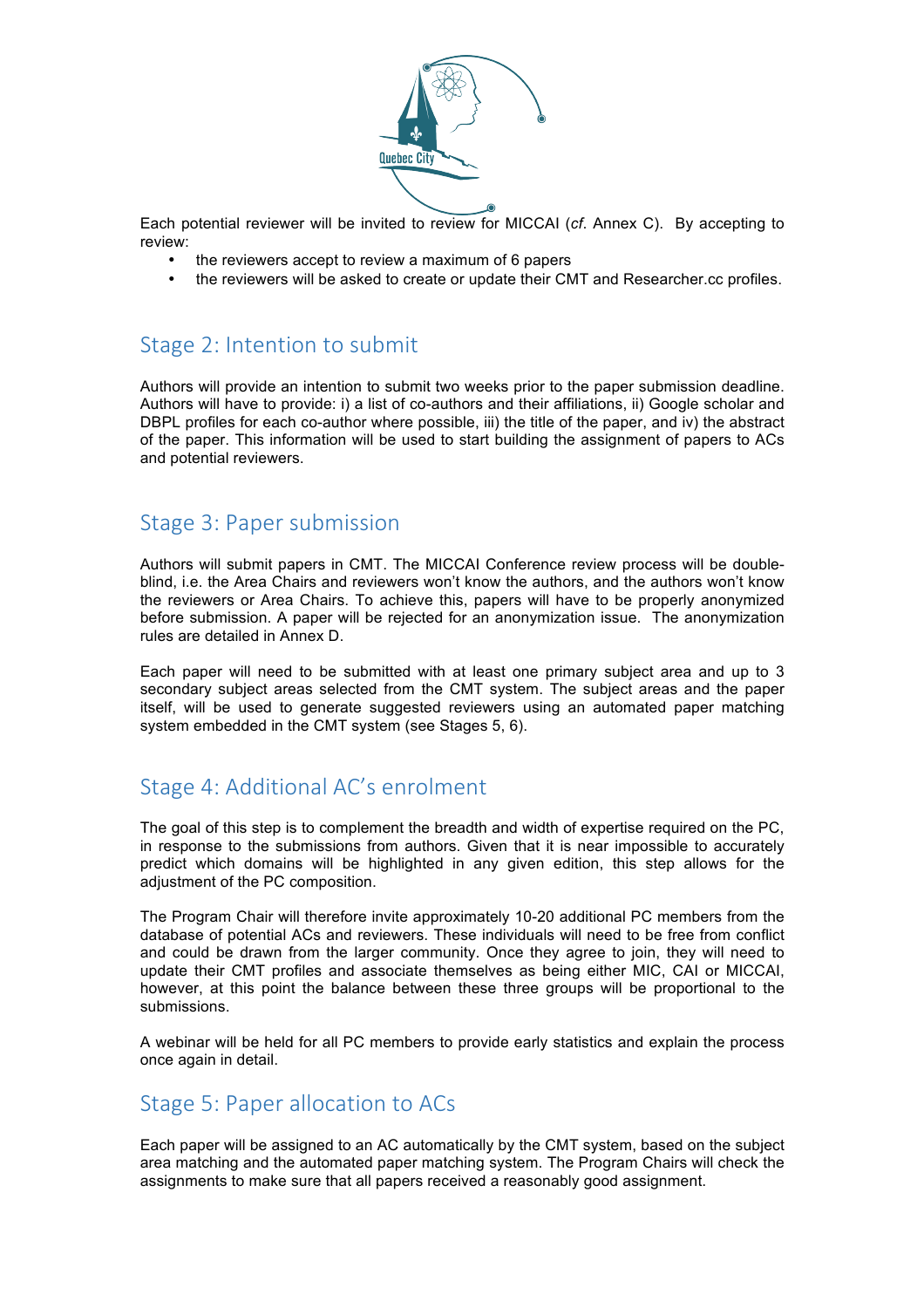Each potential reviewer will be invited to review for MICCAI (*cf.* Annex C). By accepting to review:

- the reviewers accept to review a maximum of 6 papers
- the reviewers will be asked to create or update their CMT and Researcher.cc profiles.

## Stage 2: Intention to submit

Authors will provide an intention to submit two weeks prior to the paper submission deadline. Authors will have to provide: i) a list of co-authors and their affiliations, ii) Google scholar and DBPL profiles for each co-author where possible, iii) the title of the paper, and iv) the abstract of the paper. This information will be used to start building the assignment of papers to ACs and potential reviewers.

## Stage 3: Paper submission

Authors will submit papers in CMT. The MICCAI Conference review process will be double-blind, i.e. the Area Chairs and reviewers won't know the authors, and the authors won't know the reviewers or Area Chairs. To achieve this, papers will have to be properly anonymized before submission. A paper will be rejected for an anonymization issue. The anonymization rules are detailed in Annex D.

Each paper will need to be submitted with at least one primary subject area and up to 3 secondary subject areas selected from the CMT system. The subject areas and the paper itself, will be used to generate suggested reviewers using an automated paper matching system embedded in the CMT system (see Stages 5, 6).

## Stage 4: Additional AC's enrolment

The goal of this step is to complement the breadth and width of expertise required on the PC, in response to the submissions from authors. Given that it is near impossible to accurately predict which domains will be highlighted in any given edition, this step allows for the adjustment of the PC composition.

The Program Chair will therefore invite approximately 10-20 additional PC members from the database of potential ACs and reviewers. These individuals will need to be free from conflict and could be drawn from the larger community. Once they agree to join, they will need to update their CMT profiles and associate themselves as being either MIC, CAI or MICCAI, however, at this point the balance between these three groups will be proportional to the submissions.

A webinar will be held for all PC members to provide early statistics and explain the process once again in detail.

## Stage 5: Paper allocation to ACs

Each paper will be assigned to an AC automatically by the CMT system, based on the subject area matching and the automated paper matching system. The Program Chairs will check the assignments to make sure that all papers received a reasonably good assignment.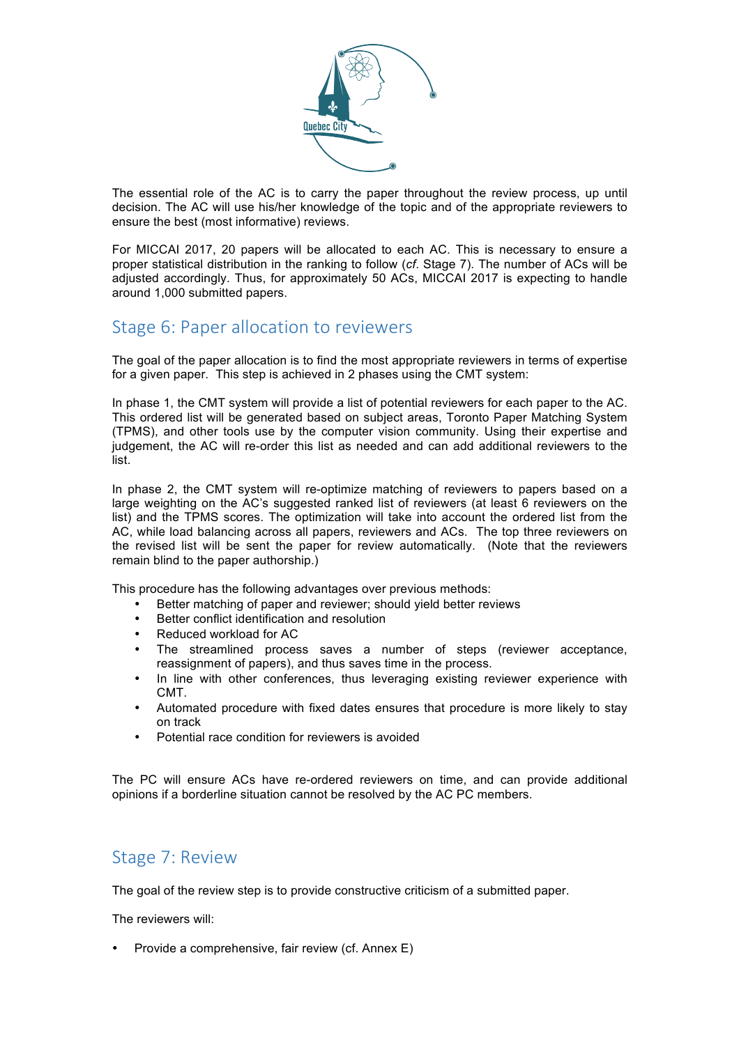The essential role of the AC is to carry the paper throughout the review process, up until decision. The AC will use his/her knowledge of the topic and of the appropriate reviewers to ensure the best (most informative) reviews.

For MICCAI 2017, 20 papers will be allocated to each AC. This is necessary to ensure a proper statistical distribution in the ranking to follow (*cf.* Stage 7). The number of ACs will be adjusted accordingly. Thus, for approximately 50 ACs, MICCAI 2017 is expecting to handle around 1,000 submitted papers.

## Stage 6: Paper allocation to reviewers

The goal of the paper allocation is to find the most appropriate reviewers in terms of expertise for a given paper. This step is achieved in 2 phases using the CMT system:

In phase 1, the CMT system will provide a list of potential reviewers for each paper to the AC. This ordered list will be generated based on subject areas, Toronto Paper Matching System (TPMS), and other tools use by the computer vision community. Using their expertise and judgement, the AC will re-order this list as needed and can add additional reviewers to the list.

In phase 2, the CMT system will re-optimize matching of reviewers to papers based on a large weighting on the AC's suggested ranked list of reviewers (at least 6 reviewers on the list) and the TPMS scores. The optimization will take into account the ordered list from the AC, while load balancing across all papers, reviewers and ACs. The top three reviewers on the revised list will be sent the paper for review automatically. (Note that the reviewers remain blind to the paper authorship.)

This procedure has the following advantages over previous methods:

- Better matching of paper and reviewer; should yield better reviews
- Better conflict identification and resolution
- Reduced workload for AC
- The streamlined process saves a number of steps (reviewer acceptance, reassignment of papers), and thus saves time in the process.
- In line with other conferences, thus leveraging existing reviewer experience with CMT.
- Automated procedure with fixed dates ensures that procedure is more likely to stay on track
- Potential race condition for reviewers is avoided

The PC will ensure ACs have re-ordered reviewers on time, and can provide additional opinions if a borderline situation cannot be resolved by the AC PC members.

## Stage 7: Review

The goal of the review step is to provide constructive criticism of a submitted paper.

The reviewers will:

- Provide a comprehensive, fair review (cf. Annex E)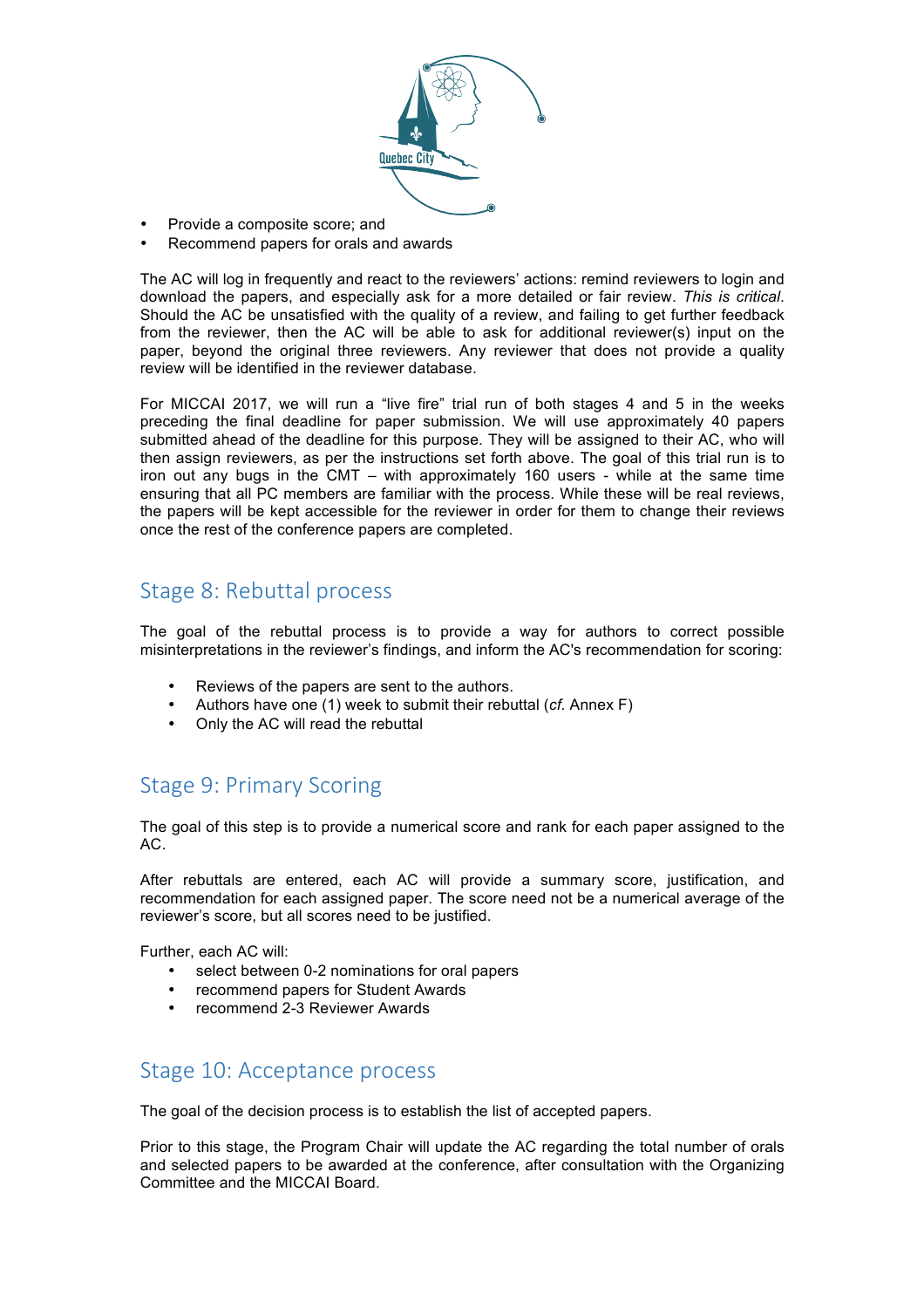- Provide a composite score; and
- Recommend papers for orals and awards

The AC will log in frequently and react to the reviewers' actions: remind reviewers to login and download the papers, and especially ask for a more detailed or fair review. *This is critical*. Should the AC be unsatisfied with the quality of a review, and failing to get further feedback from the reviewer, then the AC will be able to ask for additional reviewer(s) input on the paper, beyond the original three reviewers. Any reviewer that does not provide a quality review will be identified in the reviewer database.

For MICCAI 2017, we will run a "live fire" trial run of both stages 4 and 5 in the weeks preceding the final deadline for paper submission. We will use approximately 40 papers submitted ahead of the deadline for this purpose. They will be assigned to their AC, who will then assign reviewers, as per the instructions set forth above. The goal of this trial run is to iron out any bugs in the CMT – with approximately 160 users - while at the same time ensuring that all PC members are familiar with the process. While these will be real reviews, the papers will be kept accessible for the reviewer in order for them to change their reviews once the rest of the conference papers are completed.

## Stage 8: Rebuttal process

The goal of the rebuttal process is to provide a way for authors to correct possible misinterpretations in the reviewer's findings, and inform the AC's recommendation for scoring:

- Reviews of the papers are sent to the authors.
- Authors have one (1) week to submit their rebuttal (*cf.* Annex F)
- Only the AC will read the rebuttal

## Stage 9: Primary Scoring

The goal of this step is to provide a numerical score and rank for each paper assigned to the AC.

After rebuttals are entered, each AC will provide a summary score, justification, and recommendation for each assigned paper. The score need not be a numerical average of the reviewer's score, but all scores need to be justified.

Further, each AC will:

- select between 0-2 nominations for oral papers
- recommend papers for Student Awards
- recommend 2-3 Reviewer Awards

## Stage 10: Acceptance process

The goal of the decision process is to establish the list of accepted papers.

Prior to this stage, the Program Chair will update the AC regarding the total number of orals and selected papers to be awarded at the conference, after consultation with the Organizing Committee and the MICCAI Board.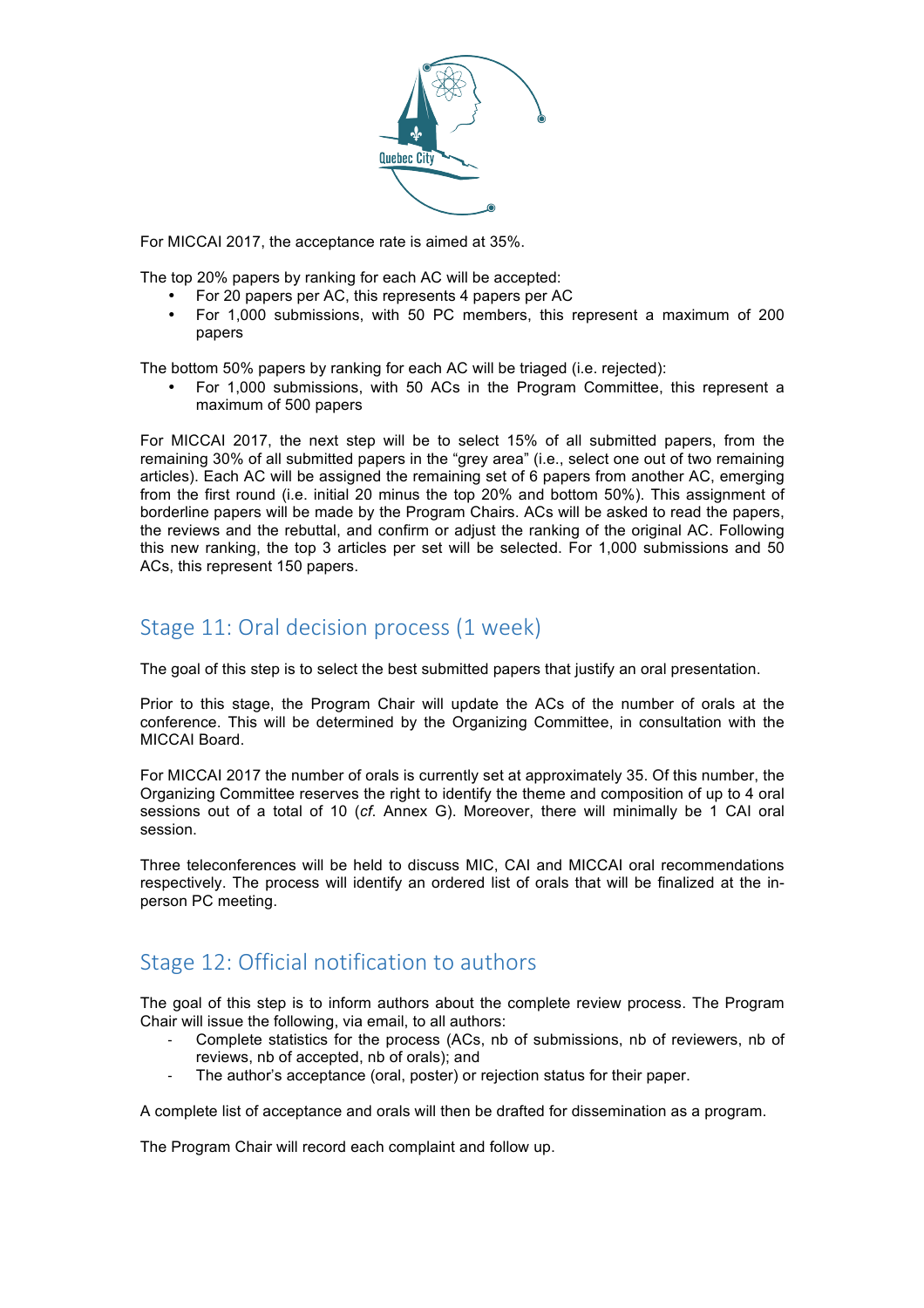For MICCAI 2017, the acceptance rate is aimed at 35%.

The top 20% papers by ranking for each AC will be accepted:

- For 20 papers per AC, this represents 4 papers per AC
- For 1,000 submissions, with 50 PC members, this represent a maximum of 200 papers

The bottom 50% papers by ranking for each AC will be triaged (i.e. rejected):

- For 1,000 submissions, with 50 ACs in the Program Committee, this represent a maximum of 500 papers

For MICCAI 2017, the next step will be to select 15% of all submitted papers, from the remaining 30% of all submitted papers in the "grey area" (i.e., select one out of two remaining articles). Each AC will be assigned the remaining set of 6 papers from another AC, emerging from the first round (i.e. initial 20 minus the top 20% and bottom 50%). This assignment of borderline papers will be made by the Program Chairs. ACs will be asked to read the papers, the reviews and the rebuttal, and confirm or adjust the ranking of the original AC. Following this new ranking, the top 3 articles per set will be selected. For 1,000 submissions and 50 ACs, this represent 150 papers.

## Stage 11: Oral decision process (1 week)

The goal of this step is to select the best submitted papers that justify an oral presentation.

Prior to this stage, the Program Chair will update the ACs of the number of orals at the conference. This will be determined by the Organizing Committee, in consultation with the MICCAI Board.

For MICCAI 2017 the number of orals is currently set at approximately 35. Of this number, the Organizing Committee reserves the right to identify the theme and composition of up to 4 oral sessions out of a total of 10 (*cf.* Annex G). Moreover, there will minimally be 1 CAI oral session.

Three teleconferences will be held to discuss MIC, CAI and MICCAI oral recommendations respectively. The process will identify an ordered list of orals that will be finalized at the in-person PC meeting.

## Stage 12: Official notification to authors

The goal of this step is to inform authors about the complete review process. The Program Chair will issue the following, via email, to all authors:

- Complete statistics for the process (ACs, nb of submissions, nb of reviewers, nb of reviews, nb of accepted, nb of orals); and
- The author's acceptance (oral, poster) or rejection status for their paper.

A complete list of acceptance and orals will then be drafted for dissemination as a program.

The Program Chair will record each complaint and follow up.